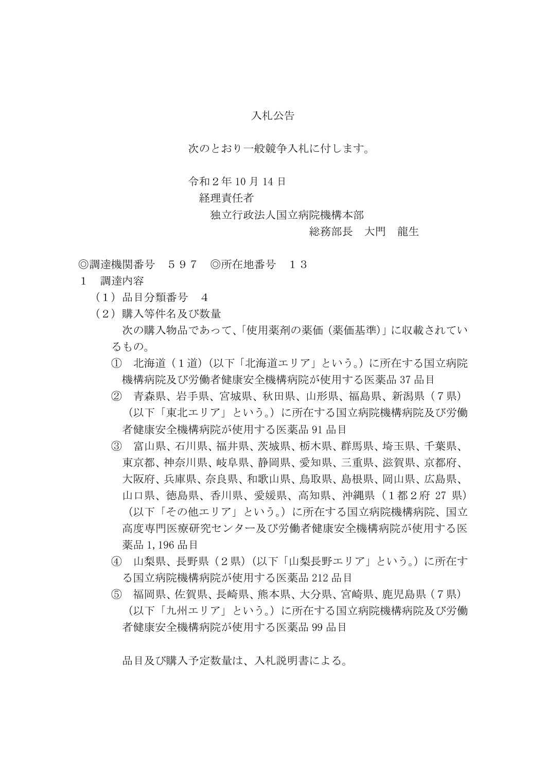# 入札公告

次のとおり一般競争入札に付します。

令和２年 10 月 14 日
経理責任者
独立行政法人国立病院機構本部
総務部長　大門　龍生

◎調達機関番号　５９７　◎所在地番号　１３

１　調達内容

（１）品目分類番号　４

（２）購入等件名及び数量

次の購入物品であって、「使用薬剤の薬価（薬価基準）」に収載されているもの。

① 北海道（１道）（以下「北海道エリア」という。）に所在する国立病院機構病院及び労働者健康安全機構病院が使用する医薬品 37 品目

② 青森県、岩手県、宮城県、秋田県、山形県、福島県、新潟県（７県）（以下「東北エリア」という。）に所在する国立病院機構病院及び労働者健康安全機構病院が使用する医薬品 91 品目

③ 富山県、石川県、福井県、茨城県、栃木県、群馬県、埼玉県、千葉県、東京都、神奈川県、岐阜県、静岡県、愛知県、三重県、滋賀県、京都府、大阪府、兵庫県、奈良県、和歌山県、鳥取県、島根県、岡山県、広島県、山口県、徳島県、香川県、愛媛県、高知県、沖縄県（１都２府 27 県）（以下「その他エリア」という。）に所在する国立病院機構病院、国立高度専門医療研究センター及び労働者健康安全機構病院が使用する医薬品 1,196 品目

④ 山梨県、長野県（２県）（以下「山梨長野エリア」という。）に所在する国立病院機構病院が使用する医薬品 212 品目

⑤ 福岡県、佐賀県、長崎県、熊本県、大分県、宮崎県、鹿児島県（７県）（以下「九州エリア」という。）に所在する国立病院機構病院及び労働者健康安全機構病院が使用する医薬品 99 品目

品目及び購入予定数量は、入札説明書による。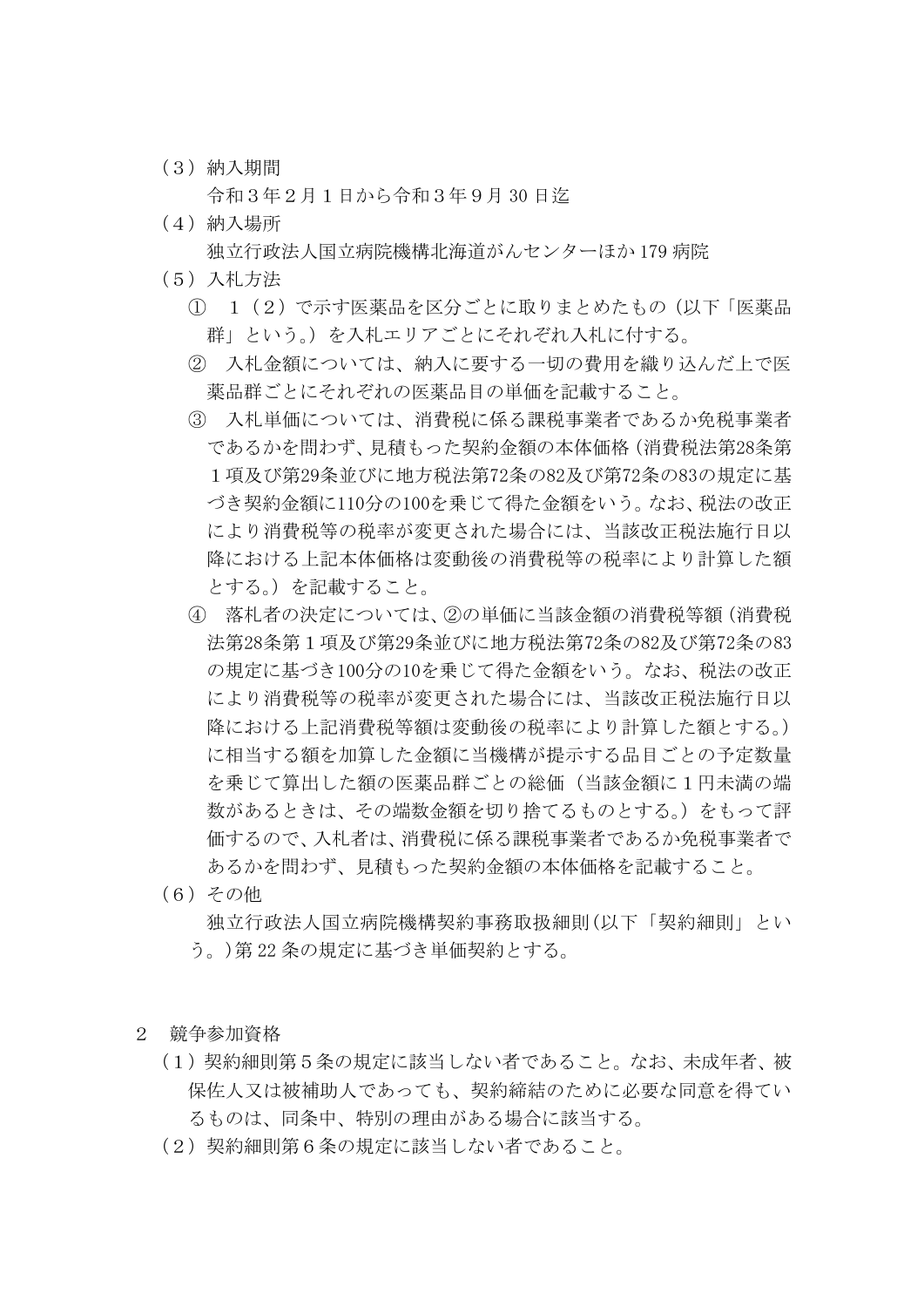（３）納入期間

令和３年２月１日から令和３年９月 30 日迄

（４）納入場所

独立行政法人国立病院機構北海道がんセンターほか 179 病院

（５）入札方法

① １（２）で示す医薬品を区分ごとに取りまとめたもの（以下「医薬品群」という。）を入札エリアごとにそれぞれ入札に付する。

② 入札金額については、納入に要する一切の費用を織り込んだ上で医薬品群ごとにそれぞれの医薬品目の単価を記載すること。

③ 入札単価については、消費税に係る課税事業者であるか免税事業者であるかを問わず、見積もった契約金額の本体価格（消費税法第28条第１項及び第29条並びに地方税法第72条の82及び第72条の83の規定に基づき契約金額に110分の100を乗じて得た金額をいう。なお、税法の改正により消費税等の税率が変更された場合には、当該改正税法施行日以降における上記本体価格は変動後の消費税等の税率により計算した額とする。）を記載すること。

④ 落札者の決定については、②の単価に当該金額の消費税等額（消費税法第28条第１項及び第29条並びに地方税法第72条の82及び第72条の83の規定に基づき100分の10を乗じて得た金額をいう。なお、税法の改正により消費税等の税率が変更された場合には、当該改正税法施行日以降における上記消費税等額は変動後の税率により計算した額とする。）に相当する額を加算した金額に当機構が提示する品目ごとの予定数量を乗じて算出した額の医薬品群ごとの総価（当該金額に１円未満の端数があるときは、その端数金額を切り捨てるものとする。）をもって評価するので、入札者は、消費税に係る課税事業者であるか免税事業者であるかを問わず、見積もった契約金額の本体価格を記載すること。

（６）その他

独立行政法人国立病院機構契約事務取扱細則(以下「契約細則」という。)第 22 条の規定に基づき単価契約とする。

２　競争参加資格

（１）契約細則第５条の規定に該当しない者であること。なお、未成年者、被保佐人又は被補助人であっても、契約締結のために必要な同意を得ているものは、同条中、特別の理由がある場合に該当する。

（２）契約細則第６条の規定に該当しない者であること。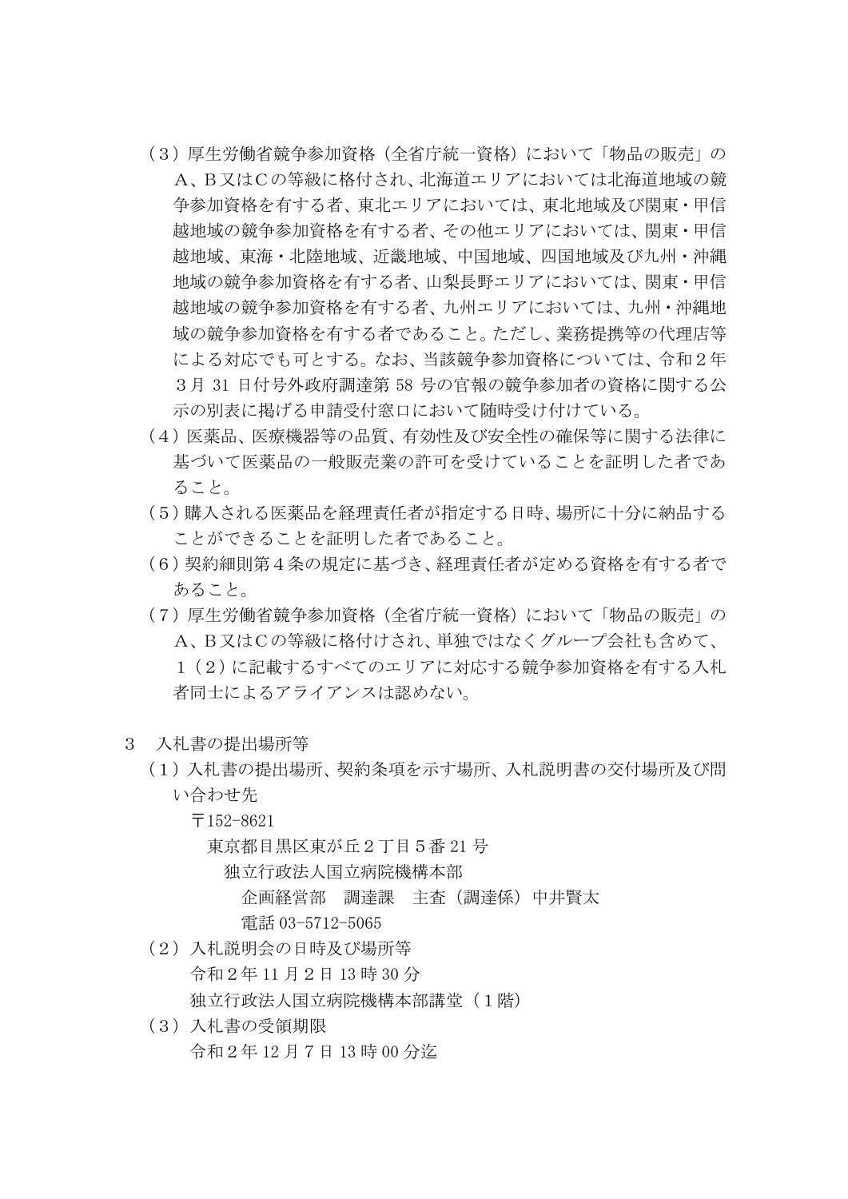（３）厚生労働省競争参加資格（全省庁統一資格）において「物品の販売」のＡ、Ｂ又はＣの等級に格付され、北海道エリアにおいては北海道地域の競争参加資格を有する者、東北エリアにおいては、東北地域及び関東・甲信越地域の競争参加資格を有する者、その他エリアにおいては、関東・甲信越地域、東海・北陸地域、近畿地域、中国地域、四国地域及び九州・沖縄地域の競争参加資格を有する者、山梨長野エリアにおいては、関東・甲信越地域の競争参加資格を有する者、九州エリアにおいては、九州・沖縄地域の競争参加資格を有する者であること。ただし、業務提携等の代理店等による対応でも可とする。なお、当該競争参加資格については、令和２年３月 31 日付号外政府調達第 58 号の官報の競争参加者の資格に関する公示の別表に掲げる申請受付窓口において随時受け付けている。

（４）医薬品、医療機器等の品質、有効性及び安全性の確保等に関する法律に基づいて医薬品の一般販売業の許可を受けていることを証明した者であること。

（５）購入される医薬品を経理責任者が指定する日時、場所に十分に納品することができることを証明した者であること。

（６）契約細則第４条の規定に基づき、経理責任者が定める資格を有する者であること。

（７）厚生労働省競争参加資格（全省庁統一資格）において「物品の販売」のＡ、Ｂ又はＣの等級に格付けされ、単独ではなくグループ会社も含めて、１（２）に記載するすべてのエリアに対応する競争参加資格を有する入札者同士によるアライアンスは認めない。

３　入札書の提出場所等

（１）入札書の提出場所、契約条項を示す場所、入札説明書の交付場所及び問い合わせ先

〒152-8621
東京都目黒区東が丘２丁目５番 21 号
独立行政法人国立病院機構本部
企画経営部　調達課　主査（調達係）中井賢太
電話 03-5712-5065

（２）入札説明会の日時及び場所等
令和２年 11 月２日 13 時 30 分
独立行政法人国立病院機構本部講堂（１階）

（３）入札書の受領期限
令和２年 12 月７日 13 時 00 分迄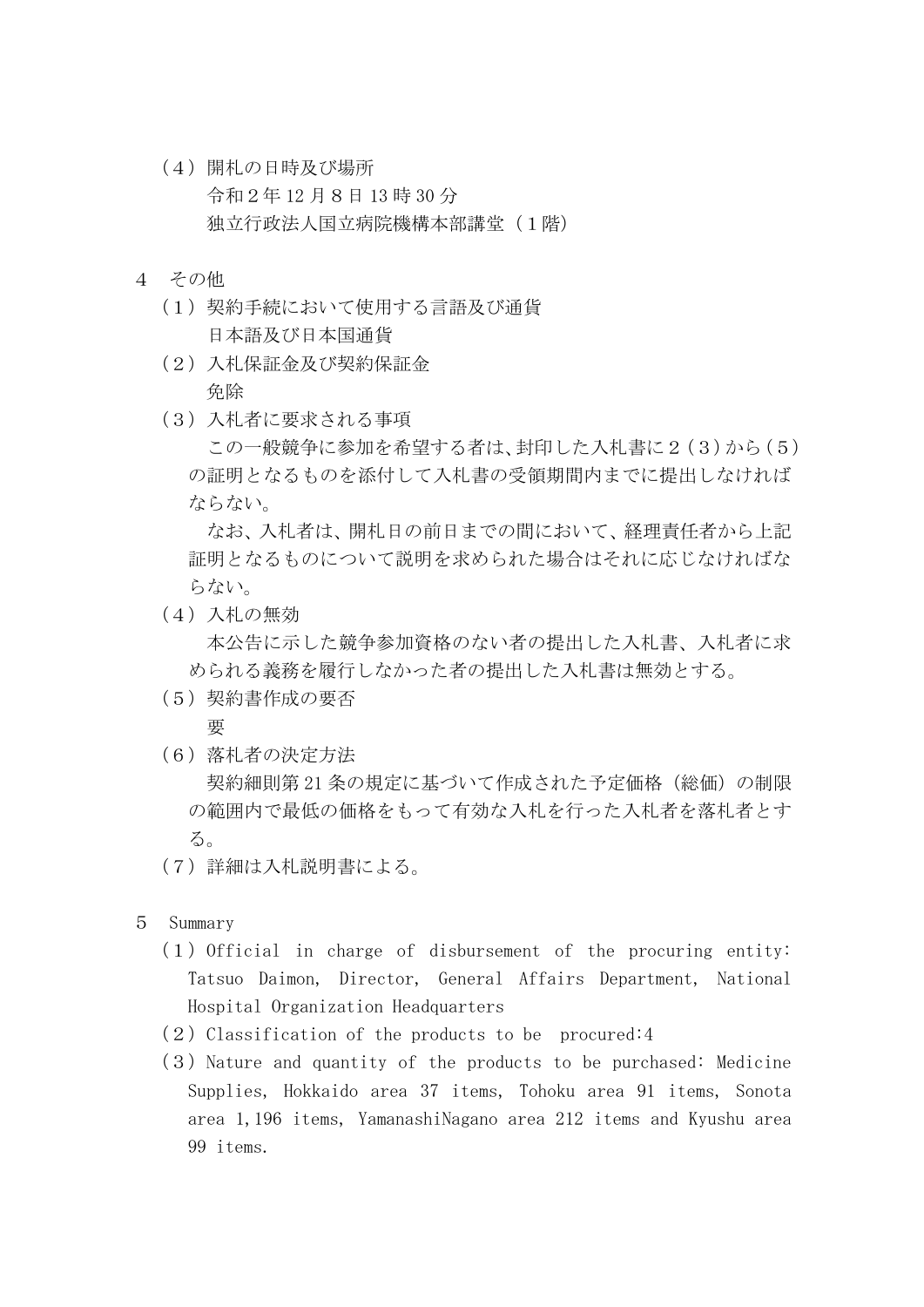（４）開札の日時及び場所
　　令和２年 12 月８日 13 時 30 分
　　独立行政法人国立病院機構本部講堂（１階）

４　その他

（１）契約手続において使用する言語及び通貨
　　日本語及び日本国通貨

（２）入札保証金及び契約保証金
　　免除

（３）入札者に要求される事項
　　この一般競争に参加を希望する者は、封印した入札書に２（３）から（５）の証明となるものを添付して入札書の受領期間内までに提出しなければならない。
　　なお、入札者は、開札日の前日までの間において、経理責任者から上記証明となるものについて説明を求められた場合はそれに応じなければならない。

（４）入札の無効
　　本公告に示した競争参加資格のない者の提出した入札書、入札者に求められる義務を履行しなかった者の提出した入札書は無効とする。

（５）契約書作成の要否
　　要

（６）落札者の決定方法
　　契約細則第 21 条の規定に基づいて作成された予定価格（総価）の制限の範囲内で最低の価格をもって有効な入札を行った入札者を落札者とする。

（７）詳細は入札説明書による。

５　Summary

（１）Official in charge of disbursement of the procuring entity: Tatsuo Daimon, Director, General Affairs Department, National Hospital Organization Headquarters

（２）Classification of the products to be procured:4

（３）Nature and quantity of the products to be purchased: Medicine Supplies, Hokkaido area 37 items, Tohoku area 91 items, Sonota area 1,196 items, YamanashiNagano area 212 items and Kyushu area 99 items.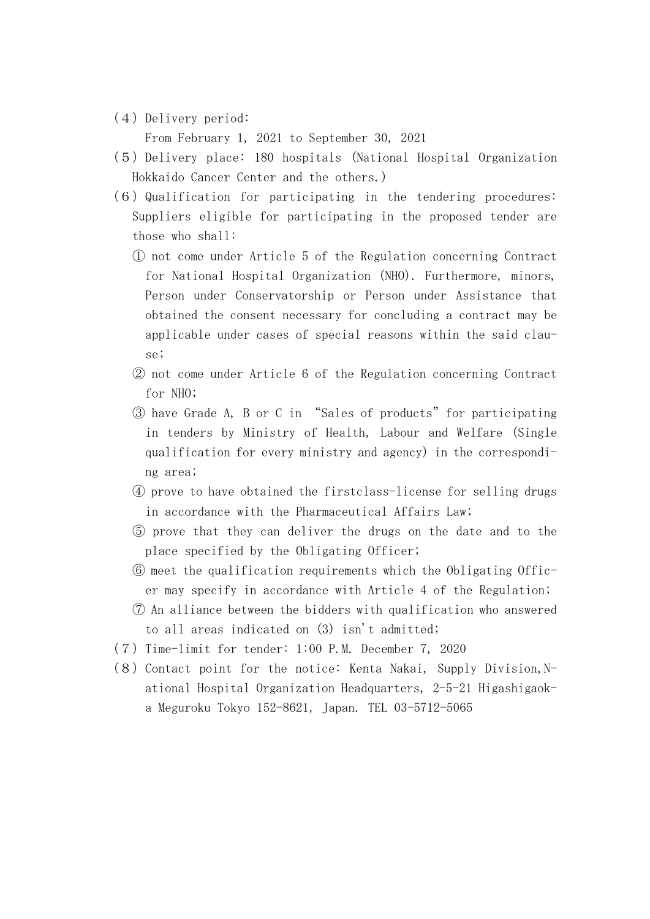（4）Delivery period:
From February 1, 2021 to September 30, 2021

（5）Delivery place: 180 hospitals (National Hospital Organization Hokkaido Cancer Center and the others.)

（6）Qualification for participating in the tendering procedures: Suppliers eligible for participating in the proposed tender are those who shall:

① not come under Article 5 of the Regulation concerning Contract for National Hospital Organization (NHO). Furthermore, minors, Person under Conservatorship or Person under Assistance that obtained the consent necessary for concluding a contract may be applicable under cases of special reasons within the said clause;

② not come under Article 6 of the Regulation concerning Contract for NHO;

③ have Grade A, B or C in "Sales of products" for participating in tenders by Ministry of Health, Labour and Welfare (Single qualification for every ministry and agency) in the corresponding area;

④ prove to have obtained the firstclass-license for selling drugs in accordance with the Pharmaceutical Affairs Law;

⑤ prove that they can deliver the drugs on the date and to the place specified by the Obligating Officer;

⑥ meet the qualification requirements which the Obligating Officer may specify in accordance with Article 4 of the Regulation;

⑦ An alliance between the bidders with qualification who answered to all areas indicated on (3) isn't admitted;

（7）Time-limit for tender: 1:00 P.M. December 7, 2020

（8）Contact point for the notice: Kenta Nakai, Supply Division, National Hospital Organization Headquarters, 2-5-21 Higashigaoka Meguroku Tokyo 152-8621, Japan. TEL 03-5712-5065